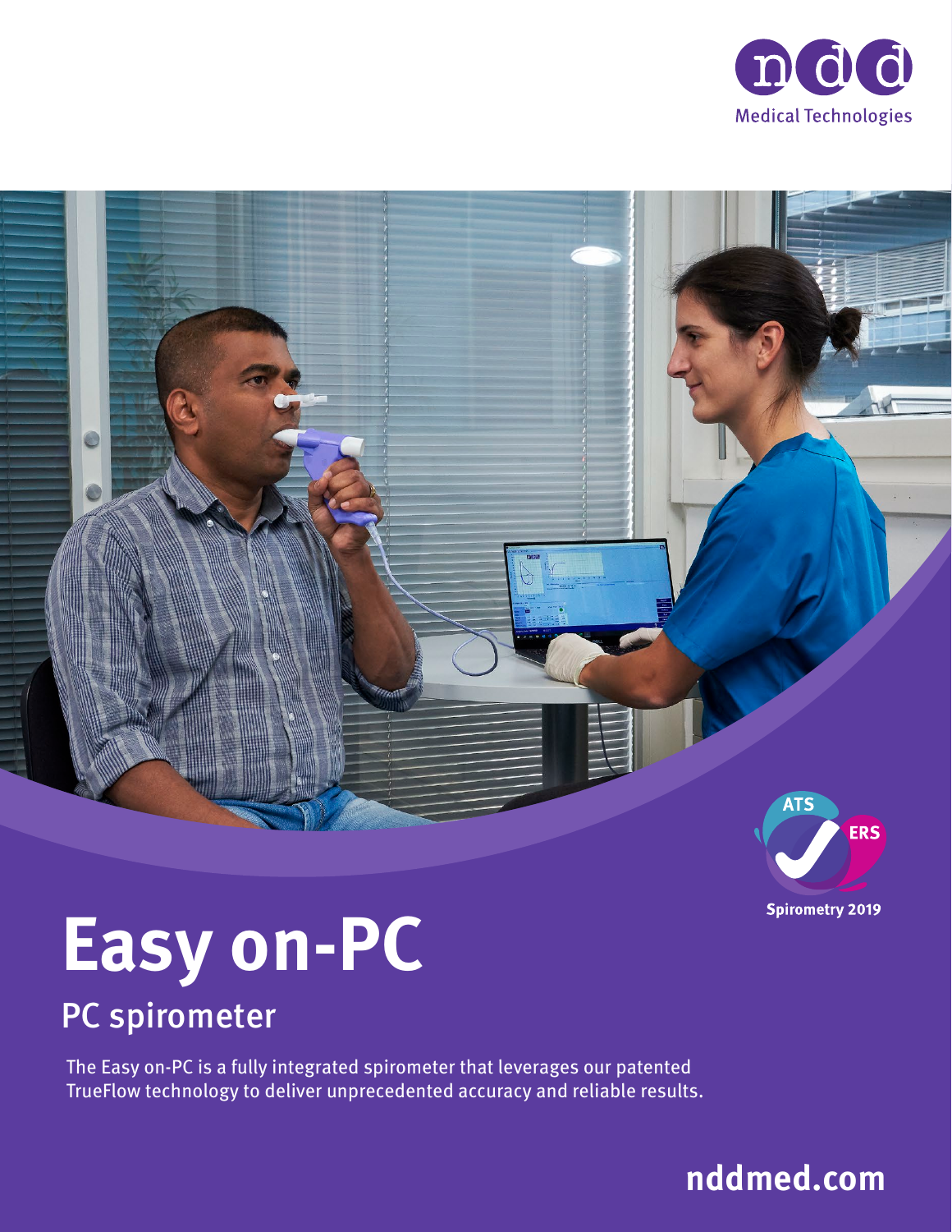ndd Medical Technologies

ATS ERS Spirometry 2019

# Easy on-PC

## PC spirometer

The Easy on-PC is a fully integrated spirometer that leverages our patented TrueFlow technology to deliver unprecedented accuracy and reliable results.

**nddmed.com**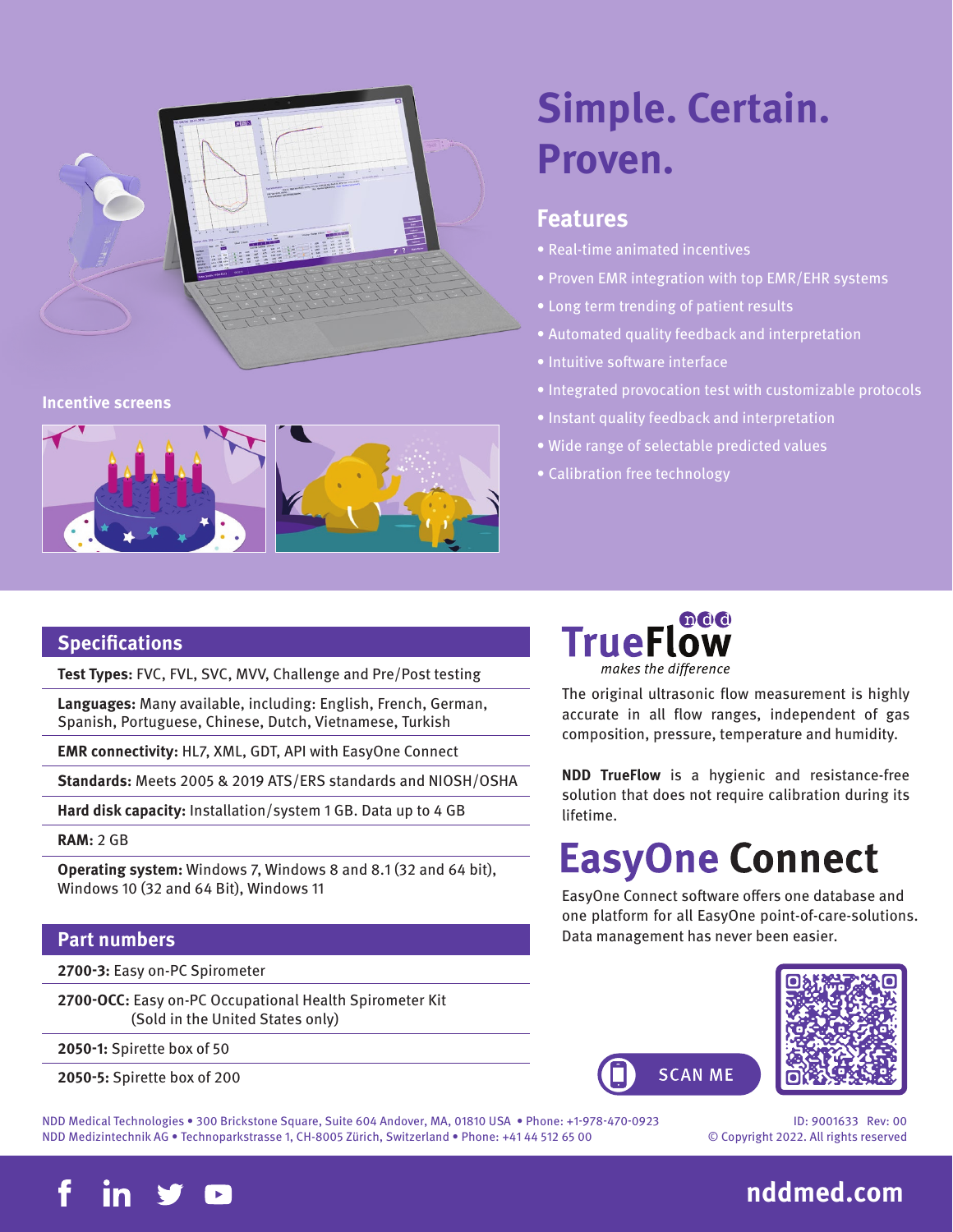# Simple. Certain. Proven.

## Features

- Real-time animated incentives
- Proven EMR integration with top EMR/EHR systems
- Long term trending of patient results
- Automated quality feedback and interpretation
- Intuitive software interface
- Integrated provocation test with customizable protocols
- Instant quality feedback and interpretation
- Wide range of selectable predicted values
- Calibration free technology

**Incentive screens**

## Specifications

**Test Types:** FVC, FVL, SVC, MVV, Challenge and Pre/Post testing

**Languages:** Many available, including: English, French, German, Spanish, Portuguese, Chinese, Dutch, Vietnamese, Turkish

**EMR connectivity:** HL7, XML, GDT, API with EasyOne Connect

**Standards:** Meets 2005 & 2019 ATS/ERS standards and NIOSH/OSHA

**Hard disk capacity:** Installation/system 1 GB. Data up to 4 GB

**RAM:** 2 GB

**Operating system:** Windows 7, Windows 8 and 8.1 (32 and 64 bit), Windows 10 (32 and 64 Bit), Windows 11

## Part numbers

**2700-3:** Easy on-PC Spirometer

**2700-OCC:** Easy on-PC Occupational Health Spirometer Kit (Sold in the United States only)

**2050-1:** Spirette box of 50

**2050-5:** Spirette box of 200

## TrueFlow

*makes the difference*

The original ultrasonic flow measurement is highly accurate in all flow ranges, independent of gas composition, pressure, temperature and humidity.

**NDD TrueFlow** is a hygienic and resistance-free solution that does not require calibration during its lifetime.

## EasyOne Connect

EasyOne Connect software offers one database and one platform for all EasyOne point-of-care-solutions. Data management has never been easier.

SCAN ME

NDD Medical Technologies • 300 Brickstone Square, Suite 604 Andover, MA, 01810 USA • Phone: +1-978-470-0923
NDD Medizintechnik AG • Technoparkstrasse 1, CH-8005 Zürich, Switzerland • Phone: +41 44 512 65 00

ID: 9001633 Rev: 00
© Copyright 2022. All rights reserved

nddmed.com